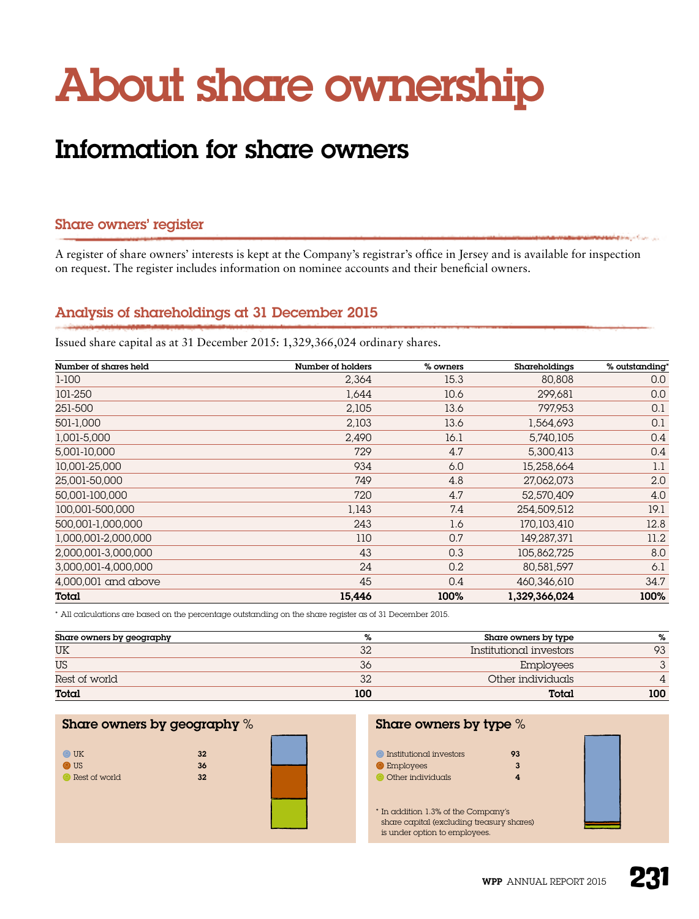# About share ownership

## Information for share owners

### Share owners' register

A register of share owners' interests is kept at the Company's registrar's office in Jersey and is available for inspection on request. The register includes information on nominee accounts and their beneficial owners.

### Analysis of shareholdings at 31 December 2015

Issued share capital as at 31 December 2015: 1,329,366,024 ordinary shares.

| Number of shares held | Number of holders | % owners | Shareholdings | % outstanding* |
|---|---|---|---|---|
| 1-100 | 2,364 | 15.3 | 80,808 | 0.0 |
| 101-250 | 1,644 | 10.6 | 299,681 | 0.0 |
| 251-500 | 2,105 | 13.6 | 797,953 | 0.1 |
| 501-1,000 | 2,103 | 13.6 | 1,564,693 | 0.1 |
| 1,001-5,000 | 2,490 | 16.1 | 5,740,105 | 0.4 |
| 5,001-10,000 | 729 | 4.7 | 5,300,413 | 0.4 |
| 10,001-25,000 | 934 | 6.0 | 15,258,664 | 1.1 |
| 25,001-50,000 | 749 | 4.8 | 27,062,073 | 2.0 |
| 50,001-100,000 | 720 | 4.7 | 52,570,409 | 4.0 |
| 100,001-500,000 | 1,143 | 7.4 | 254,509,512 | 19.1 |
| 500,001-1,000,000 | 243 | 1.6 | 170,103,410 | 12.8 |
| 1,000,001-2,000,000 | 110 | 0.7 | 149,287,371 | 11.2 |
| 2,000,001-3,000,000 | 43 | 0.3 | 105,862,725 | 8.0 |
| 3,000,001-4,000,000 | 24 | 0.2 | 80,581,597 | 6.1 |
| 4,000,001 and above | 45 | 0.4 | 460,346,610 | 34.7 |
| **Total** | **15,446** | **100%** | **1,329,366,024** | **100%** |

\* All calculations are based on the percentage outstanding on the share register as of 31 December 2015.

| Share owners by geography | % | Share owners by type | % |
|---|---|---|---|
| UK | 32 | Institutional investors | 93 |
| US | 36 | Employees | 3 |
| Rest of world | 32 | Other individuals | 4 |
| **Total** | **100** | **Total** | **100** |

**Share owners by geography** %

| | |
|---|---|
| UK | 32 |
| US | 36 |
| Rest of world | 32 |

**Share owners by type** %

| | |
|---|---|
| Institutional investors | 93 |
| Employees | 3 |
| Other individuals | 4 |

\* In addition 1.3% of the Company's share capital (excluding treasury shares) is under option to employees.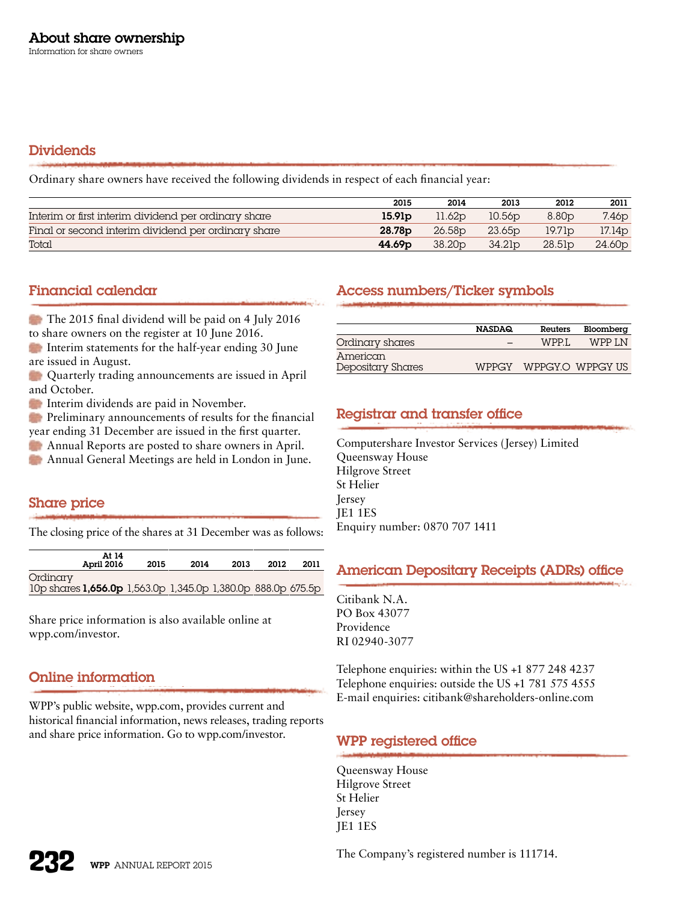## About share ownership

Information for share owners

### Dividends

Ordinary share owners have received the following dividends in respect of each financial year:

| | 2015 | 2014 | 2013 | 2012 | 2011 |
|---|---|---|---|---|---|
| Interim or first interim dividend per ordinary share | **15.91p** | 11.62p | 10.56p | 8.80p | 7.46p |
| Final or second interim dividend per ordinary share | **28.78p** | 26.58p | 23.65p | 19.71p | 17.14p |
| Total | **44.69p** | 38.20p | 34.21p | 28.51p | 24.60p |

### Financial calendar

- The 2015 final dividend will be paid on 4 July 2016 to share owners on the register at 10 June 2016.
- Interim statements for the half-year ending 30 June are issued in August.
- Quarterly trading announcements are issued in April and October.
- Interim dividends are paid in November.
- Preliminary announcements of results for the financial year ending 31 December are issued in the first quarter.
- Annual Reports are posted to share owners in April.
- Annual General Meetings are held in London in June.

### Share price

The closing price of the shares at 31 December was as follows:

| | At 14 April 2016 | 2015 | 2014 | 2013 | 2012 | 2011 |
|---|---|---|---|---|---|---|
| Ordinary 10p shares | **1,656.0p** | 1,563.0p | 1,345.0p | 1,380.0p | 888.0p | 675.5p |

Share price information is also available online at wpp.com/investor.

### Online information

WPP's public website, wpp.com, provides current and historical financial information, news releases, trading reports and share price information. Go to wpp.com/investor.

### Access numbers/Ticker symbols

| | NASDAQ | Reuters | Bloomberg |
|---|---|---|---|
| Ordinary shares | – | WPP.L | WPP LN |
| American Depositary Shares | WPPGY | WPPGY.O | WPPGY US |

### Registrar and transfer office

Computershare Investor Services (Jersey) Limited
Queensway House
Hilgrove Street
St Helier
Jersey
JE1 1ES
Enquiry number: 0870 707 1411

### American Depositary Receipts (ADRs) office

Citibank N.A.
PO Box 43077
Providence
RI 02940-3077

Telephone enquiries: within the US +1 877 248 4237
Telephone enquiries: outside the US +1 781 575 4555
E-mail enquiries: citibank@shareholders-online.com

### WPP registered office

Queensway House
Hilgrove Street
St Helier
Jersey
JE1 1ES

The Company's registered number is 111714.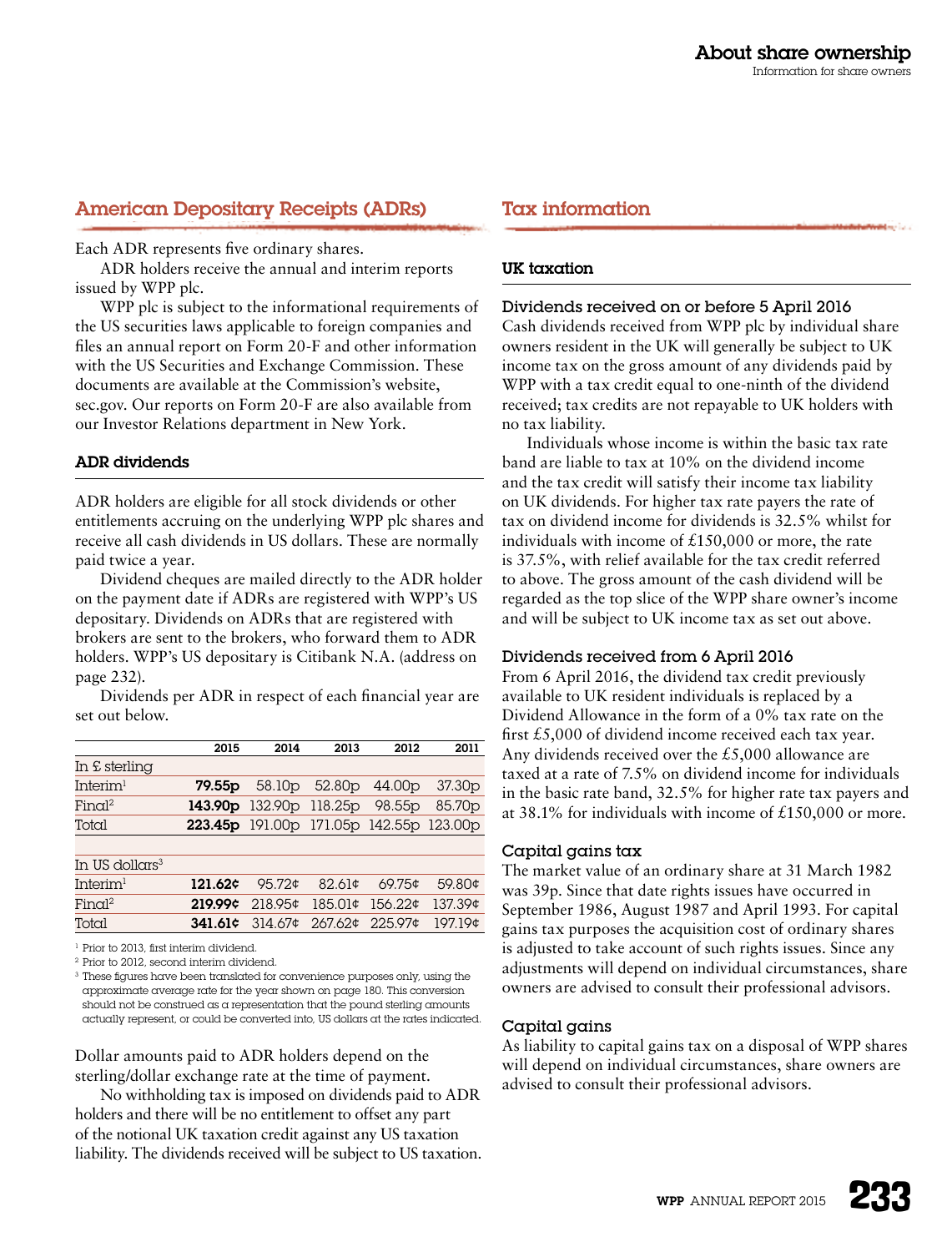## American Depositary Receipts (ADRs)

Each ADR represents five ordinary shares.

ADR holders receive the annual and interim reports issued by WPP plc.

WPP plc is subject to the informational requirements of the US securities laws applicable to foreign companies and files an annual report on Form 20-F and other information with the US Securities and Exchange Commission. These documents are available at the Commission's website, sec.gov. Our reports on Form 20-F are also available from our Investor Relations department in New York.

### ADR dividends

ADR holders are eligible for all stock dividends or other entitlements accruing on the underlying WPP plc shares and receive all cash dividends in US dollars. These are normally paid twice a year.

Dividend cheques are mailed directly to the ADR holder on the payment date if ADRs are registered with WPP's US depositary. Dividends on ADRs that are registered with brokers are sent to the brokers, who forward them to ADR holders. WPP's US depositary is Citibank N.A. (address on page 232).

Dividends per ADR in respect of each financial year are set out below.

| | 2015 | 2014 | 2013 | 2012 | 2011 |
|---|---|---|---|---|---|
| In £ sterling | | | | | |
| Interim[1] | **79.55p** | 58.10p | 52.80p | 44.00p | 37.30p |
| Final[2] | **143.90p** | 132.90p | 118.25p | 98.55p | 85.70p |
| Total | **223.45p** | 191.00p | 171.05p | 142.55p | 123.00p |
| | | | | | |
| In US dollars[3] | | | | | |
| Interim[1] | **121.62¢** | 95.72¢ | 82.61¢ | 69.75¢ | 59.80¢ |
| Final[2] | **219.99¢** | 218.95¢ | 185.01¢ | 156.22¢ | 137.39¢ |
| Total | **341.61¢** | 314.67¢ | 267.62¢ | 225.97¢ | 197.19¢ |

[1] Prior to 2013, first interim dividend.
[2] Prior to 2012, second interim dividend.
[3] These figures have been translated for convenience purposes only, using the approximate average rate for the year shown on page 180. This conversion should not be construed as a representation that the pound sterling amounts actually represent, or could be converted into, US dollars at the rates indicated.

Dollar amounts paid to ADR holders depend on the sterling/dollar exchange rate at the time of payment.

No withholding tax is imposed on dividends paid to ADR holders and there will be no entitlement to offset any part of the notional UK taxation credit against any US taxation liability. The dividends received will be subject to US taxation.

## Tax information

### UK taxation

#### Dividends received on or before 5 April 2016

Cash dividends received from WPP plc by individual share owners resident in the UK will generally be subject to UK income tax on the gross amount of any dividends paid by WPP with a tax credit equal to one-ninth of the dividend received; tax credits are not repayable to UK holders with no tax liability.

Individuals whose income is within the basic tax rate band are liable to tax at 10% on the dividend income and the tax credit will satisfy their income tax liability on UK dividends. For higher tax rate payers the rate of tax on dividend income for dividends is 32.5% whilst for individuals with income of £150,000 or more, the rate is 37.5%, with relief available for the tax credit referred to above. The gross amount of the cash dividend will be regarded as the top slice of the WPP share owner's income and will be subject to UK income tax as set out above.

#### Dividends received from 6 April 2016

From 6 April 2016, the dividend tax credit previously available to UK resident individuals is replaced by a Dividend Allowance in the form of a 0% tax rate on the first £5,000 of dividend income received each tax year. Any dividends received over the £5,000 allowance are taxed at a rate of 7.5% on dividend income for individuals in the basic rate band, 32.5% for higher rate tax payers and at 38.1% for individuals with income of £150,000 or more.

#### Capital gains tax

The market value of an ordinary share at 31 March 1982 was 39p. Since that date rights issues have occurred in September 1986, August 1987 and April 1993. For capital gains tax purposes the acquisition cost of ordinary shares is adjusted to take account of such rights issues. Since any adjustments will depend on individual circumstances, share owners are advised to consult their professional advisors.

#### Capital gains

As liability to capital gains tax on a disposal of WPP shares will depend on individual circumstances, share owners are advised to consult their professional advisors.